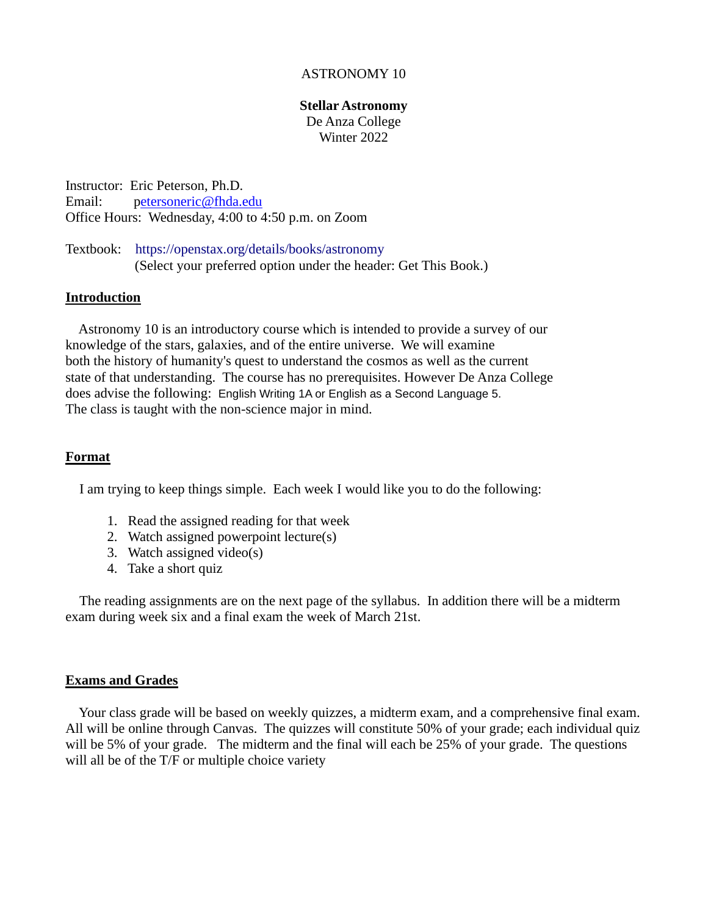# ASTRONOMY 10

## Stellar Astronomy

De Anza College
Winter 2022

Instructor: Eric Peterson, Ph.D.
Email: petersoneric@fhda.edu
Office Hours: Wednesday, 4:00 to 4:50 p.m. on Zoom

Textbook: https://openstax.org/details/books/astronomy
(Select your preferred option under the header: Get This Book.)

## Introduction

Astronomy 10 is an introductory course which is intended to provide a survey of our knowledge of the stars, galaxies, and of the entire universe. We will examine both the history of humanity's quest to understand the cosmos as well as the current state of that understanding. The course has no prerequisites. However De Anza College does advise the following: English Writing 1A or English as a Second Language 5. The class is taught with the non-science major in mind.

## Format

I am trying to keep things simple. Each week I would like you to do the following:

1. Read the assigned reading for that week
2. Watch assigned powerpoint lecture(s)
3. Watch assigned video(s)
4. Take a short quiz

The reading assignments are on the next page of the syllabus. In addition there will be a midterm exam during week six and a final exam the week of March 21st.

## Exams and Grades

Your class grade will be based on weekly quizzes, a midterm exam, and a comprehensive final exam. All will be online through Canvas. The quizzes will constitute 50% of your grade; each individual quiz will be 5% of your grade. The midterm and the final will each be 25% of your grade. The questions will all be of the T/F or multiple choice variety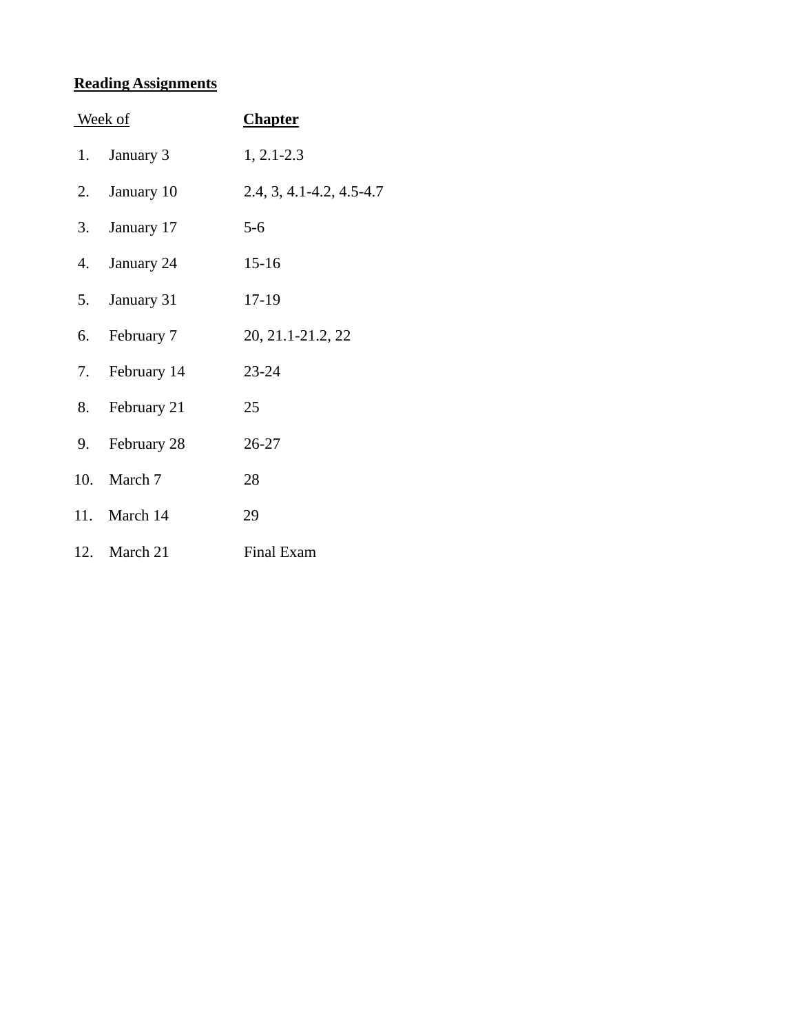**Reading Assignments**

| | Week of | Chapter |
|---|---|---|
| 1. | January 3 | 1, 2.1-2.3 |
| 2. | January 10 | 2.4, 3, 4.1-4.2, 4.5-4.7 |
| 3. | January 17 | 5-6 |
| 4. | January 24 | 15-16 |
| 5. | January 31 | 17-19 |
| 6. | February 7 | 20, 21.1-21.2, 22 |
| 7. | February 14 | 23-24 |
| 8. | February 21 | 25 |
| 9. | February 28 | 26-27 |
| 10. | March 7 | 28 |
| 11. | March 14 | 29 |
| 12. | March 21 | Final Exam |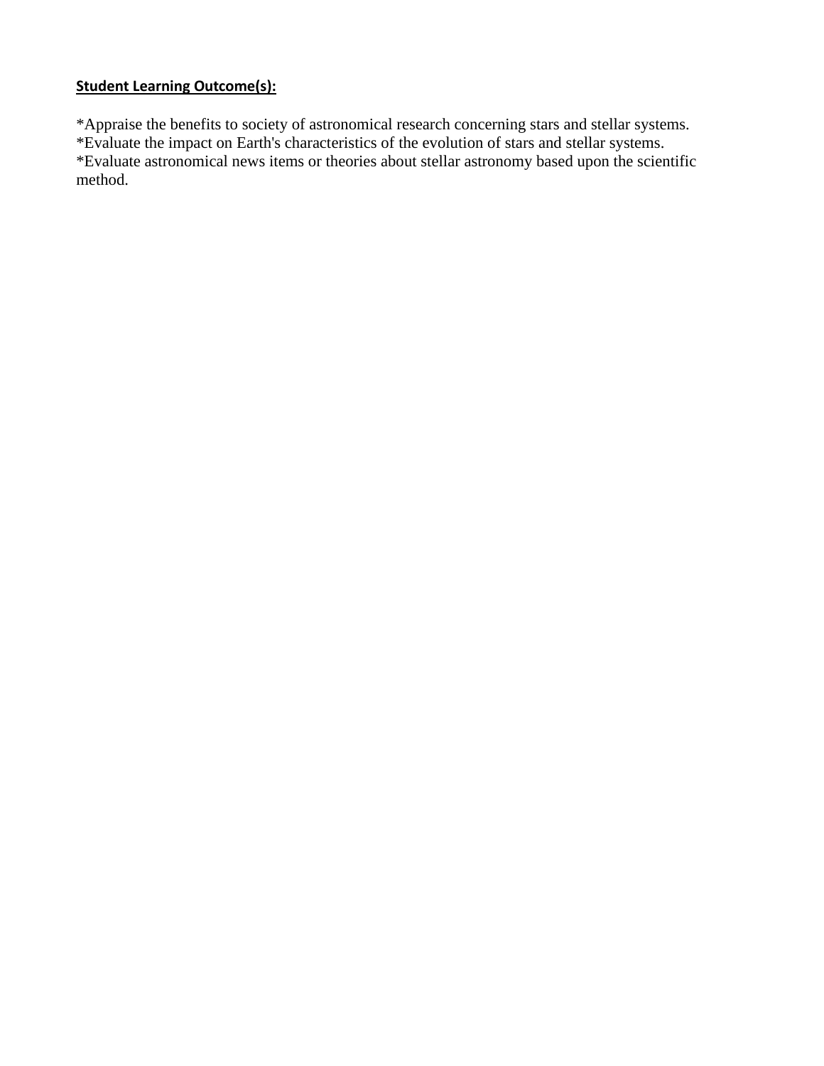**Student Learning Outcome(s):**

*Appraise the benefits to society of astronomical research concerning stars and stellar systems.
*Evaluate the impact on Earth's characteristics of the evolution of stars and stellar systems.
*Evaluate astronomical news items or theories about stellar astronomy based upon the scientific method.